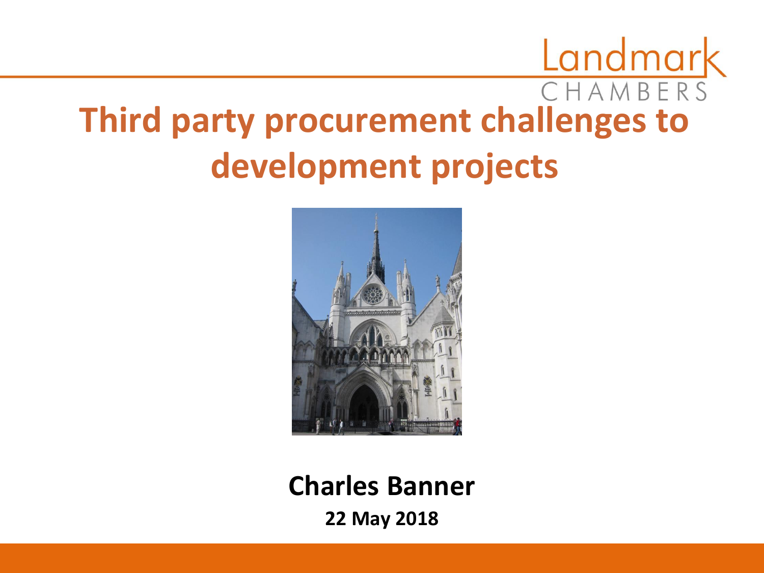Landmark CHAMBERS

# Third party procurement challenges to development projects

**Charles Banner**

**22 May 2018**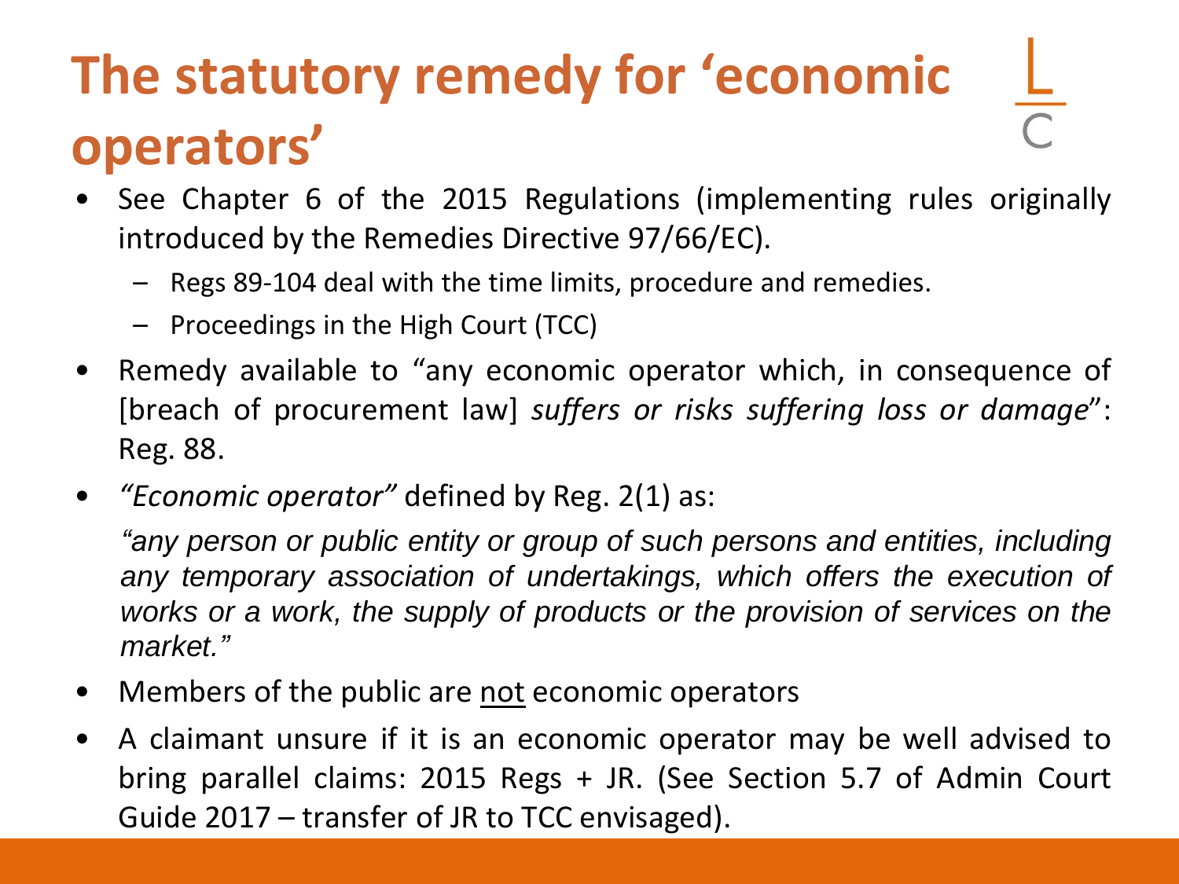# The statutory remedy for 'economic operators'

- See Chapter 6 of the 2015 Regulations (implementing rules originally introduced by the Remedies Directive 97/66/EC).
  - Regs 89-104 deal with the time limits, procedure and remedies.
  - Proceedings in the High Court (TCC)
- Remedy available to "any economic operator which, in consequence of [breach of procurement law] *suffers or risks suffering loss or damage*": Reg. 88.
- *"Economic operator"* defined by Reg. 2(1) as:

  *"any person or public entity or group of such persons and entities, including any temporary association of undertakings, which offers the execution of works or a work, the supply of products or the provision of services on the market."*

- Members of the public are <u>not</u> economic operators
- A claimant unsure if it is an economic operator may be well advised to bring parallel claims: 2015 Regs + JR. (See Section 5.7 of Admin Court Guide 2017 – transfer of JR to TCC envisaged).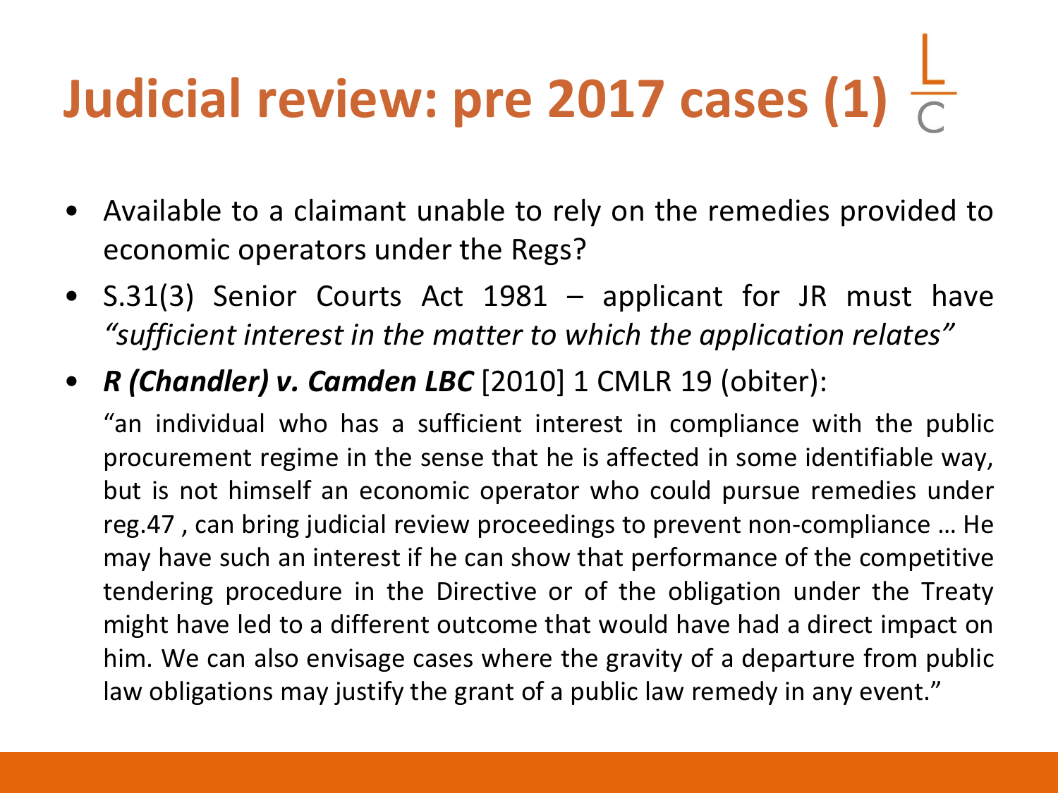# Judicial review: pre 2017 cases (1)

- Available to a claimant unable to rely on the remedies provided to economic operators under the Regs?
- S.31(3) Senior Courts Act 1981 – applicant for JR must have *"sufficient interest in the matter to which the application relates"*
- ***R (Chandler) v. Camden LBC*** [2010] 1 CMLR 19 (obiter):

  "an individual who has a sufficient interest in compliance with the public procurement regime in the sense that he is affected in some identifiable way, but is not himself an economic operator who could pursue remedies under reg.47 , can bring judicial review proceedings to prevent non-compliance … He may have such an interest if he can show that performance of the competitive tendering procedure in the Directive or of the obligation under the Treaty might have led to a different outcome that would have had a direct impact on him. We can also envisage cases where the gravity of a departure from public law obligations may justify the grant of a public law remedy in any event."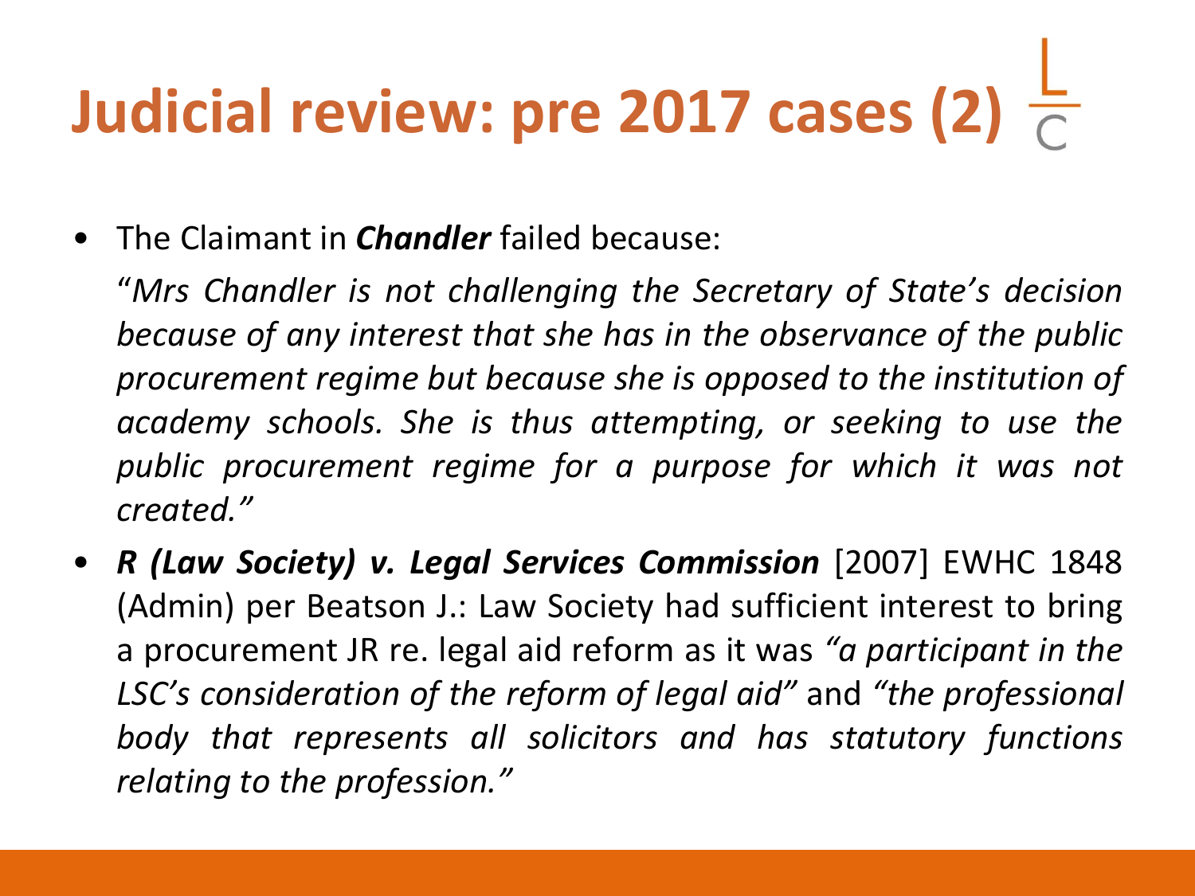# Judicial review: pre 2017 cases (2)

- The Claimant in ***Chandler*** failed because:

  *"Mrs Chandler is not challenging the Secretary of State's decision because of any interest that she has in the observance of the public procurement regime but because she is opposed to the institution of academy schools. She is thus attempting, or seeking to use the public procurement regime for a purpose for which it was not created."*

- ***R (Law Society) v. Legal Services Commission*** [2007] EWHC 1848 (Admin) per Beatson J.: Law Society had sufficient interest to bring a procurement JR re. legal aid reform as it was *"a participant in the LSC's consideration of the reform of legal aid"* and *"the professional body that represents all solicitors and has statutory functions relating to the profession."*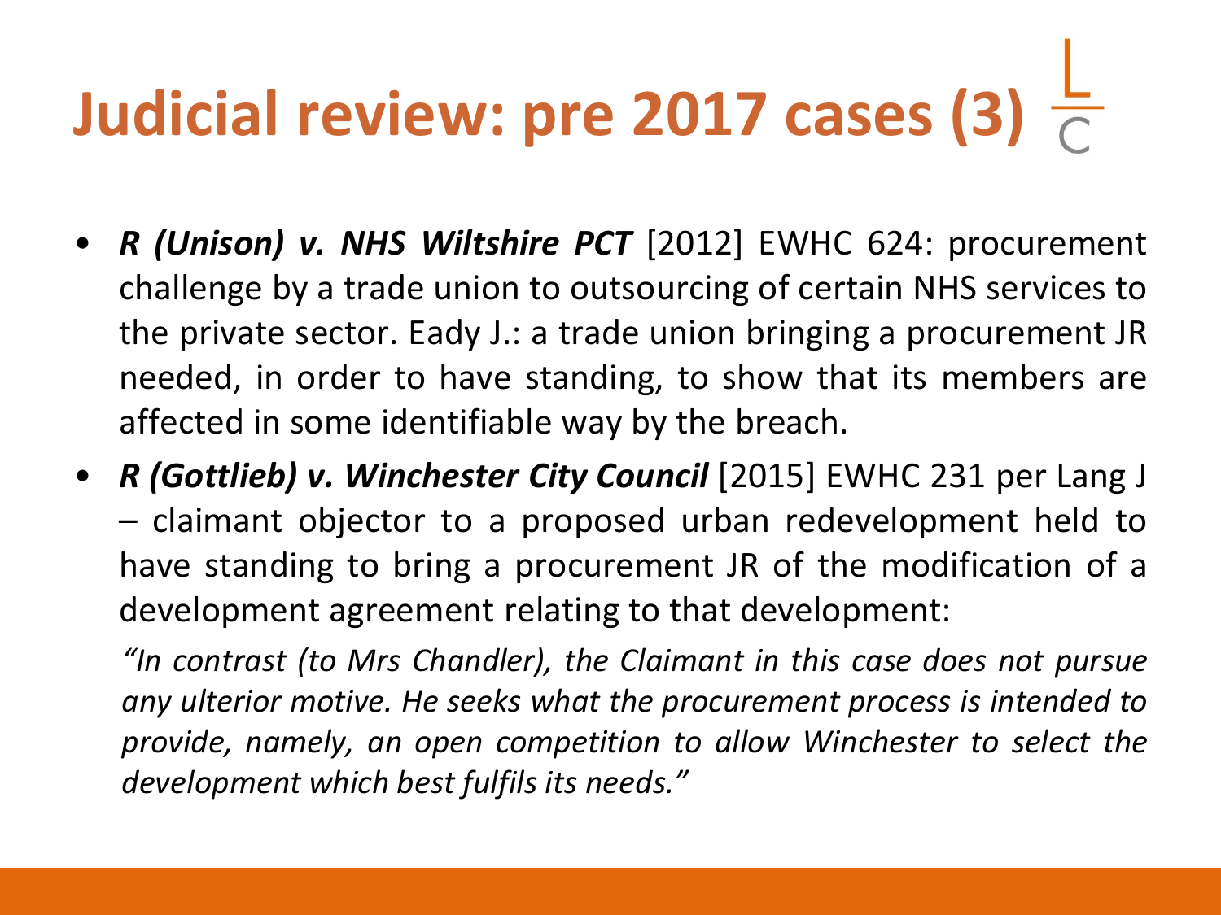# Judicial review: pre 2017 cases (3)

- ***R (Unison) v. NHS Wiltshire PCT*** [2012] EWHC 624: procurement challenge by a trade union to outsourcing of certain NHS services to the private sector. Eady J.: a trade union bringing a procurement JR needed, in order to have standing, to show that its members are affected in some identifiable way by the breach.
- ***R (Gottlieb) v. Winchester City Council*** [2015] EWHC 231 per Lang J – claimant objector to a proposed urban redevelopment held to have standing to bring a procurement JR of the modification of a development agreement relating to that development:

  *"In contrast (to Mrs Chandler), the Claimant in this case does not pursue any ulterior motive. He seeks what the procurement process is intended to provide, namely, an open competition to allow Winchester to select the development which best fulfils its needs."*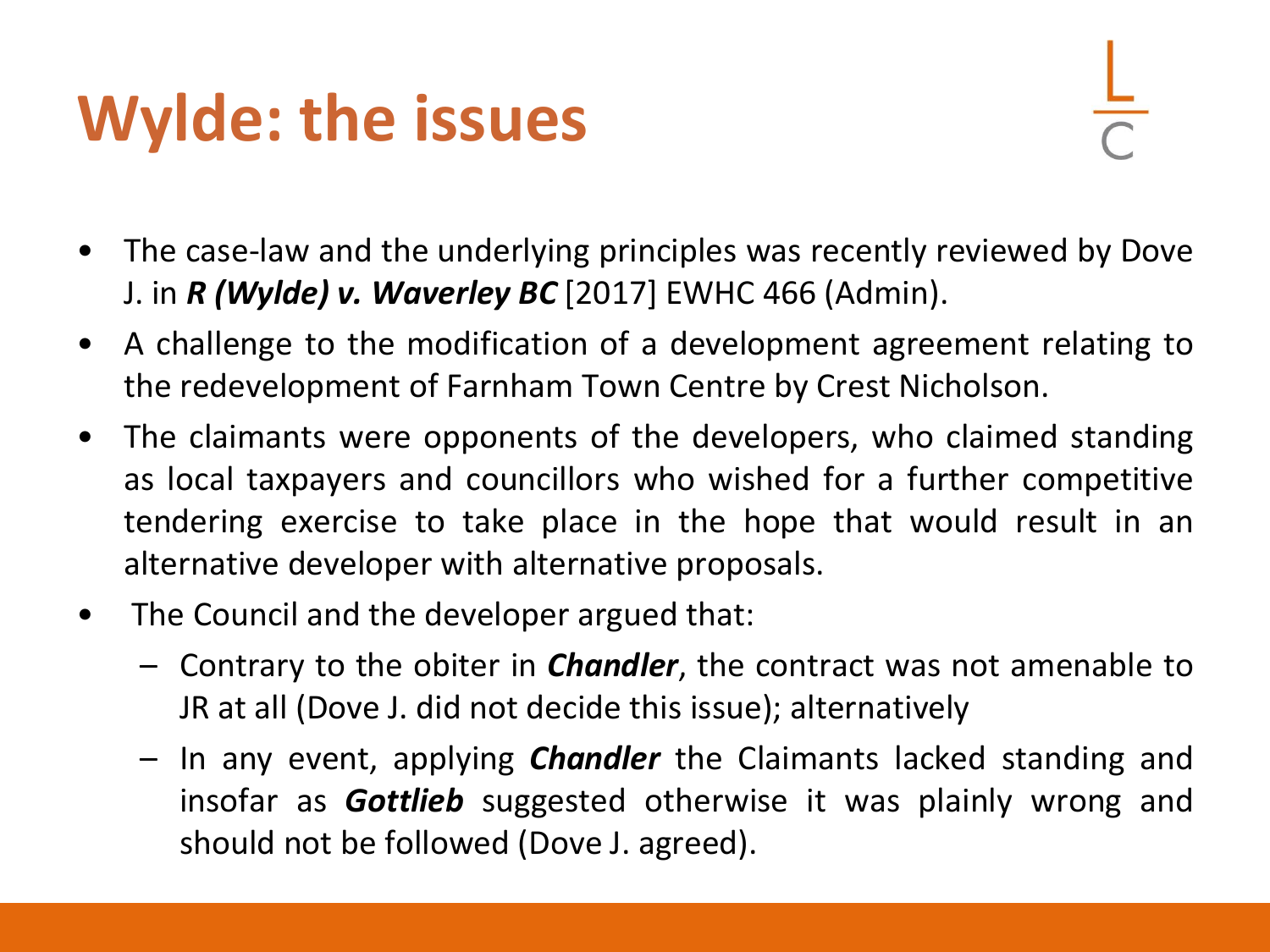# Wylde: the issues

- The case-law and the underlying principles was recently reviewed by Dove J. in ***R (Wylde) v. Waverley BC*** [2017] EWHC 466 (Admin).
- A challenge to the modification of a development agreement relating to the redevelopment of Farnham Town Centre by Crest Nicholson.
- The claimants were opponents of the developers, who claimed standing as local taxpayers and councillors who wished for a further competitive tendering exercise to take place in the hope that would result in an alternative developer with alternative proposals.
- The Council and the developer argued that:
  - Contrary to the obiter in ***Chandler***, the contract was not amenable to JR at all (Dove J. did not decide this issue); alternatively
  - In any event, applying ***Chandler*** the Claimants lacked standing and insofar as ***Gottlieb*** suggested otherwise it was plainly wrong and should not be followed (Dove J. agreed).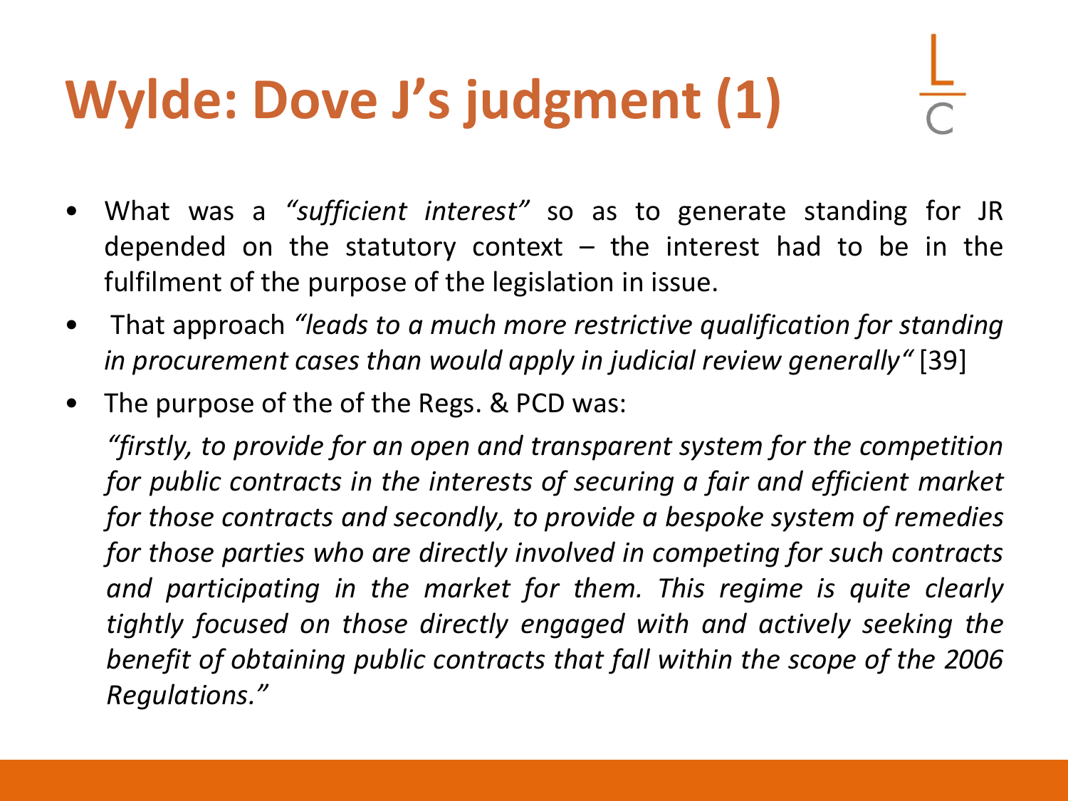# Wylde: Dove J's judgment (1)

- What was a *"sufficient interest"* so as to generate standing for JR depended on the statutory context – the interest had to be in the fulfilment of the purpose of the legislation in issue.
- That approach *"leads to a much more restrictive qualification for standing in procurement cases than would apply in judicial review generally"* [39]
- The purpose of the of the Regs. & PCD was:

  *"firstly, to provide for an open and transparent system for the competition for public contracts in the interests of securing a fair and efficient market for those contracts and secondly, to provide a bespoke system of remedies for those parties who are directly involved in competing for such contracts and participating in the market for them. This regime is quite clearly tightly focused on those directly engaged with and actively seeking the benefit of obtaining public contracts that fall within the scope of the 2006 Regulations."*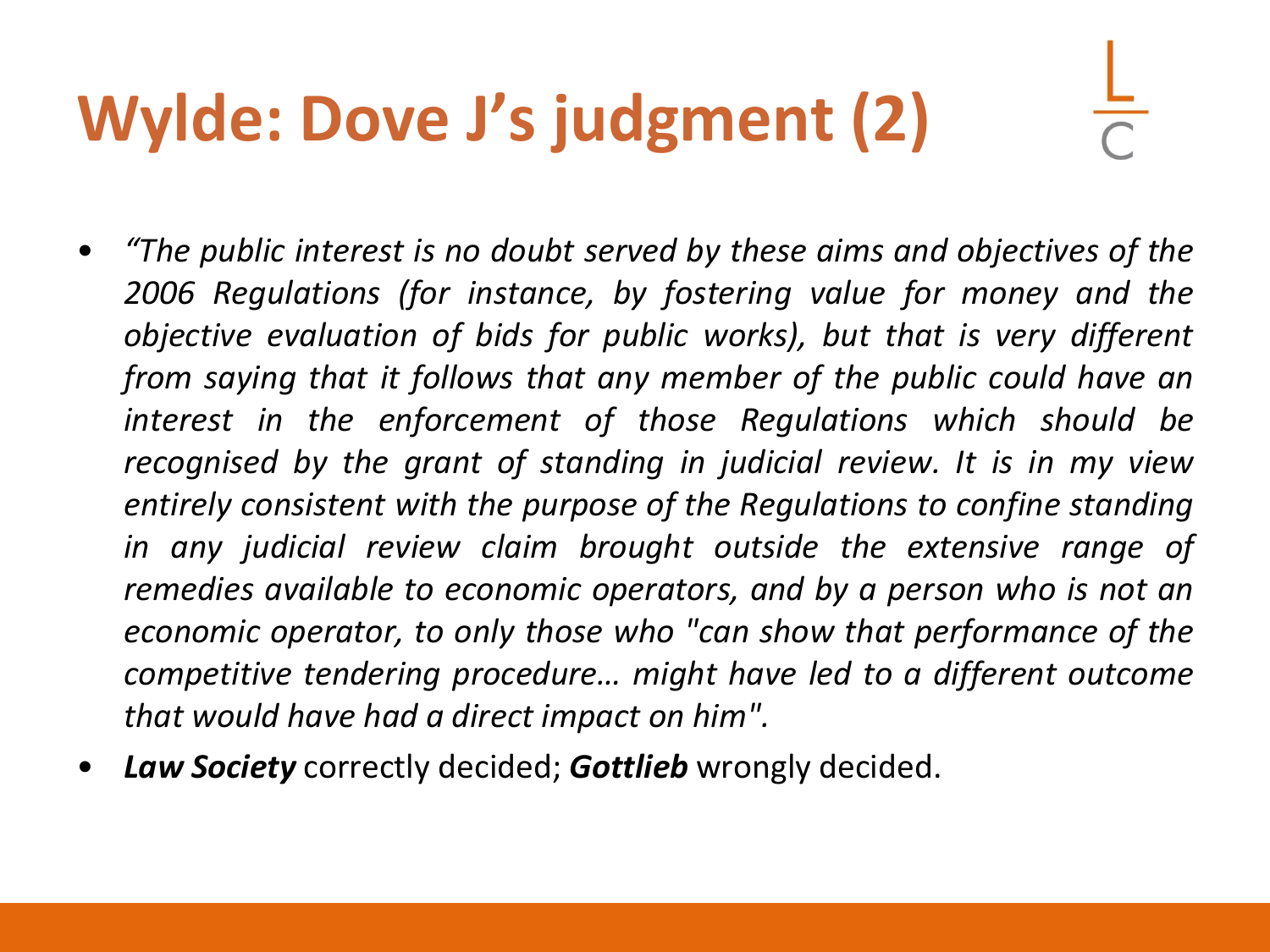# Wylde: Dove J's judgment (2)

- *"The public interest is no doubt served by these aims and objectives of the 2006 Regulations (for instance, by fostering value for money and the objective evaluation of bids for public works), but that is very different from saying that it follows that any member of the public could have an interest in the enforcement of those Regulations which should be recognised by the grant of standing in judicial review. It is in my view entirely consistent with the purpose of the Regulations to confine standing in any judicial review claim brought outside the extensive range of remedies available to economic operators, and by a person who is not an economic operator, to only those who "can show that performance of the competitive tendering procedure… might have led to a different outcome that would have had a direct impact on him".*
- ***Law Society*** correctly decided; ***Gottlieb*** wrongly decided.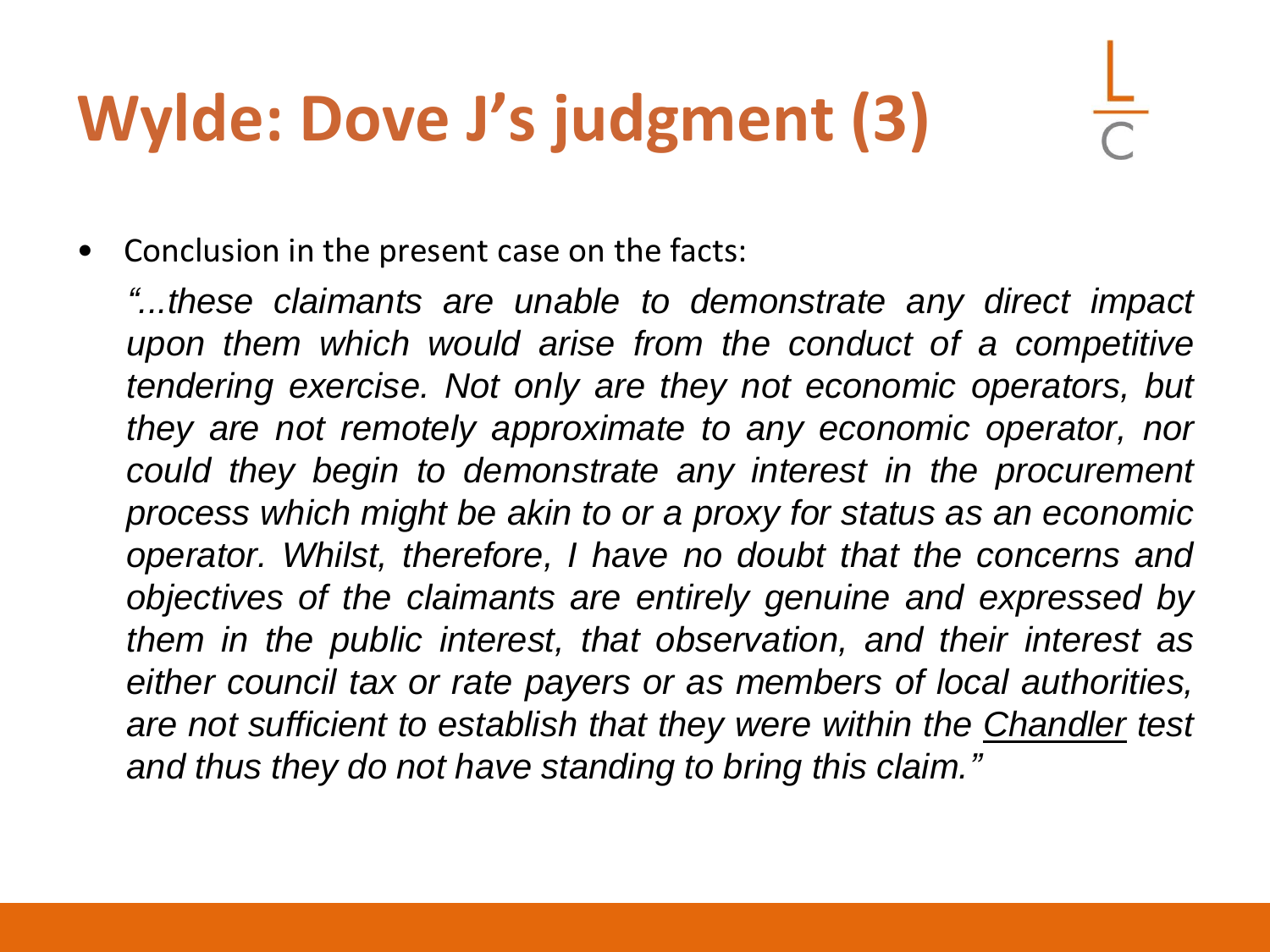# Wylde: Dove J's judgment (3)

- Conclusion in the present case on the facts:

  *"...these claimants are unable to demonstrate any direct impact upon them which would arise from the conduct of a competitive tendering exercise. Not only are they not economic operators, but they are not remotely approximate to any economic operator, nor could they begin to demonstrate any interest in the procurement process which might be akin to or a proxy for status as an economic operator. Whilst, therefore, I have no doubt that the concerns and objectives of the claimants are entirely genuine and expressed by them in the public interest, that observation, and their interest as either council tax or rate payers or as members of local authorities, are not sufficient to establish that they were within the Chandler test and thus they do not have standing to bring this claim."*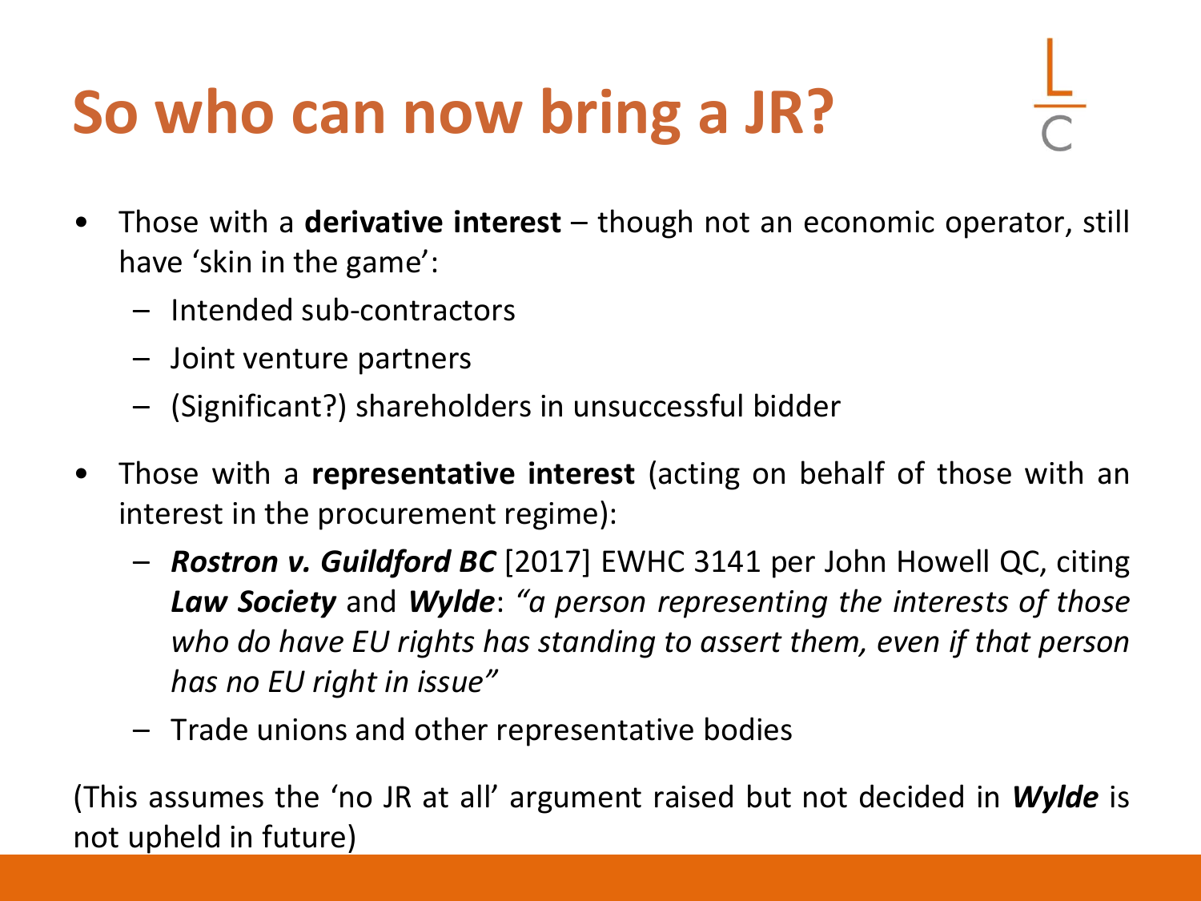# So who can now bring a JR?

- Those with a **derivative interest** – though not an economic operator, still have 'skin in the game':
  - Intended sub-contractors
  - Joint venture partners
  - (Significant?) shareholders in unsuccessful bidder
- Those with a **representative interest** (acting on behalf of those with an interest in the procurement regime):
  - ***Rostron v. Guildford BC*** [2017] EWHC 3141 per John Howell QC, citing ***Law Society*** and ***Wylde***: *"a person representing the interests of those who do have EU rights has standing to assert them, even if that person has no EU right in issue"*
  - Trade unions and other representative bodies

(This assumes the 'no JR at all' argument raised but not decided in ***Wylde*** is not upheld in future)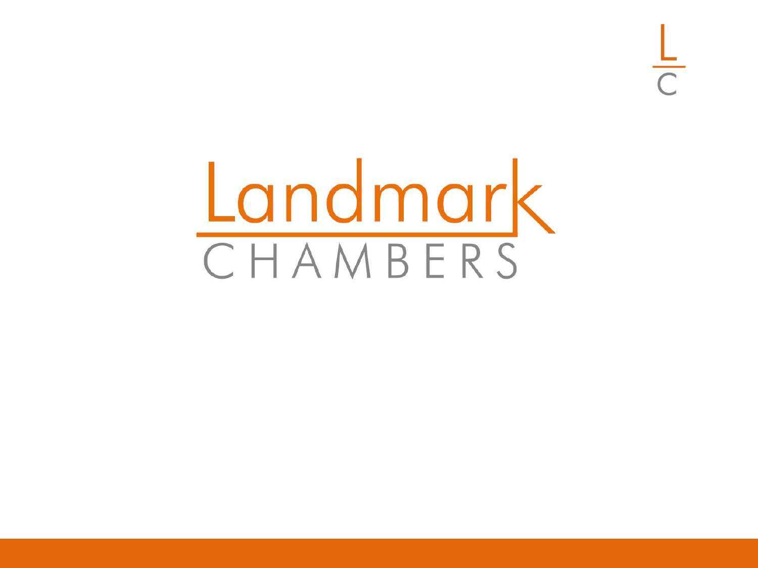Landmark

CHAMBERS